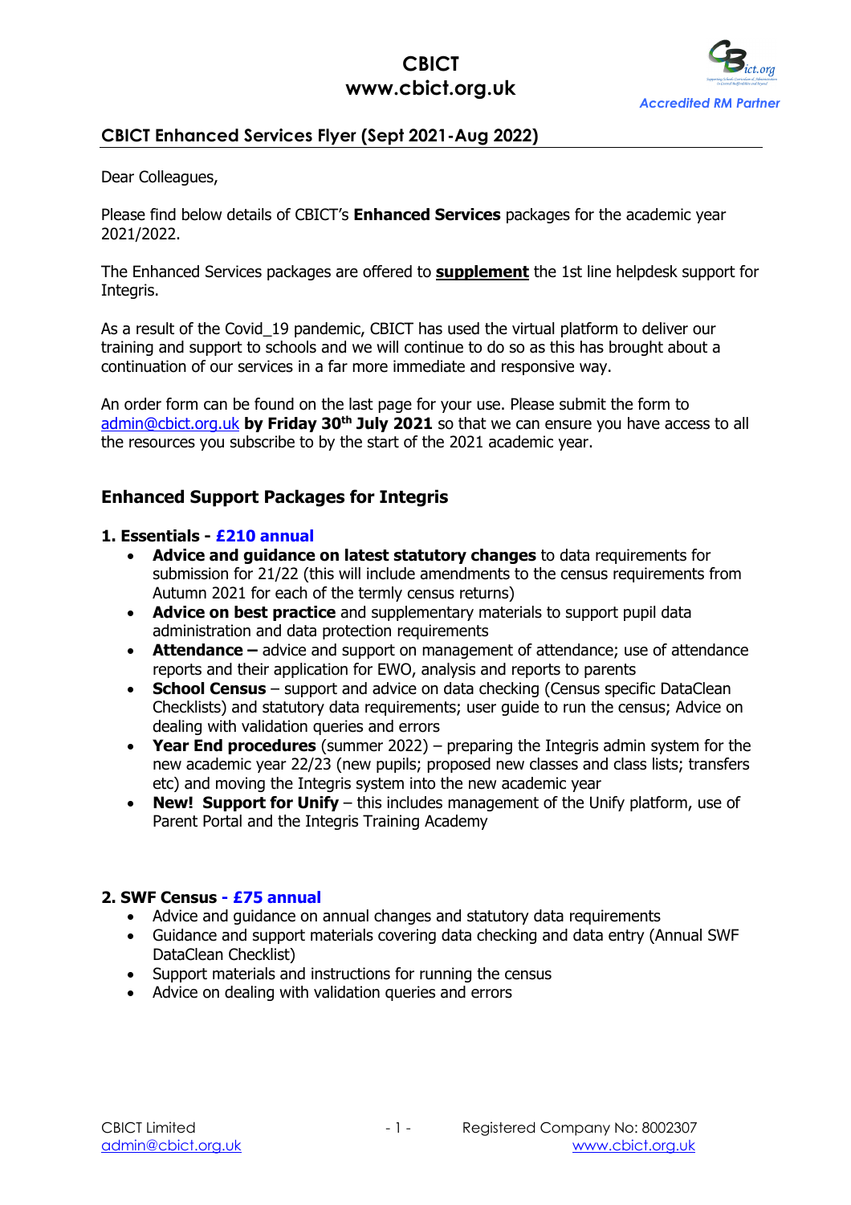# CBICT
# www.cbict.org.uk

*Accredited RM Partner*

## CBICT Enhanced Services Flyer (Sept 2021-Aug 2022)

Dear Colleagues,

Please find below details of CBICT's **Enhanced Services** packages for the academic year 2021/2022.

The Enhanced Services packages are offered to **supplement** the 1st line helpdesk support for Integris.

As a result of the Covid_19 pandemic, CBICT has used the virtual platform to deliver our training and support to schools and we will continue to do so as this has brought about a continuation of our services in a far more immediate and responsive way.

An order form can be found on the last page for your use. Please submit the form to admin@cbict.org.uk **by Friday 30th July 2021** so that we can ensure you have access to all the resources you subscribe to by the start of the 2021 academic year.

## Enhanced Support Packages for Integris

### 1. Essentials - £210 annual

- **Advice and guidance on latest statutory changes** to data requirements for submission for 21/22 (this will include amendments to the census requirements from Autumn 2021 for each of the termly census returns)
- **Advice on best practice** and supplementary materials to support pupil data administration and data protection requirements
- **Attendance –** advice and support on management of attendance; use of attendance reports and their application for EWO, analysis and reports to parents
- **School Census** – support and advice on data checking (Census specific DataClean Checklists) and statutory data requirements; user guide to run the census; Advice on dealing with validation queries and errors
- **Year End procedures** (summer 2022) – preparing the Integris admin system for the new academic year 22/23 (new pupils; proposed new classes and class lists; transfers etc) and moving the Integris system into the new academic year
- **New! Support for Unify** – this includes management of the Unify platform, use of Parent Portal and the Integris Training Academy

### 2. SWF Census - £75 annual

- Advice and guidance on annual changes and statutory data requirements
- Guidance and support materials covering data checking and data entry (Annual SWF DataClean Checklist)
- Support materials and instructions for running the census
- Advice on dealing with validation queries and errors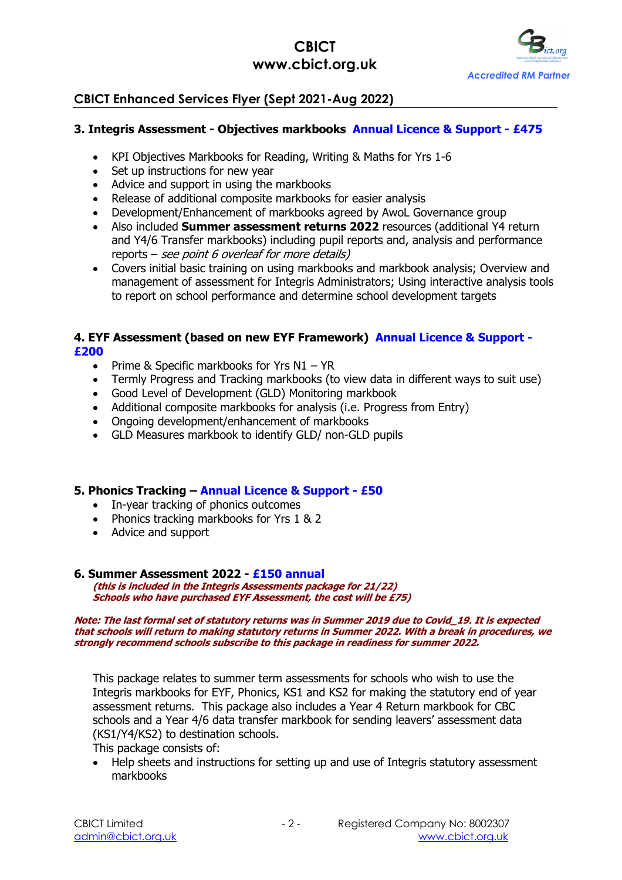## CBICT Enhanced Services Flyer (Sept 2021-Aug 2022)

### 3. Integris Assessment - Objectives markbooks **Annual Licence & Support - £475**

- KPI Objectives Markbooks for Reading, Writing & Maths for Yrs 1-6
- Set up instructions for new year
- Advice and support in using the markbooks
- Release of additional composite markbooks for easier analysis
- Development/Enhancement of markbooks agreed by AwoL Governance group
- Also included **Summer assessment returns 2022** resources (additional Y4 return and Y4/6 Transfer markbooks) including pupil reports and, analysis and performance reports – *see point 6 overleaf for more details)*
- Covers initial basic training on using markbooks and markbook analysis; Overview and management of assessment for Integris Administrators; Using interactive analysis tools to report on school performance and determine school development targets

### 4. EYF Assessment (based on new EYF Framework) **Annual Licence & Support - £200**

- Prime & Specific markbooks for Yrs N1 – YR
- Termly Progress and Tracking markbooks (to view data in different ways to suit use)
- Good Level of Development (GLD) Monitoring markbook
- Additional composite markbooks for analysis (i.e. Progress from Entry)
- Ongoing development/enhancement of markbooks
- GLD Measures markbook to identify GLD/ non-GLD pupils

### 5. Phonics Tracking – **Annual Licence & Support - £50**

- In-year tracking of phonics outcomes
- Phonics tracking markbooks for Yrs 1 & 2
- Advice and support

### 6. Summer Assessment 2022 - **£150 annual**

***(this is included in the Integris Assessments package for 21/22)***
***Schools who have purchased EYF Assessment, the cost will be £75)***

***Note: The last formal set of statutory returns was in Summer 2019 due to Covid_19. It is expected that schools will return to making statutory returns in Summer 2022. With a break in procedures, we strongly recommend schools subscribe to this package in readiness for summer 2022.***

This package relates to summer term assessments for schools who wish to use the Integris markbooks for EYF, Phonics, KS1 and KS2 for making the statutory end of year assessment returns. This package also includes a Year 4 Return markbook for CBC schools and a Year 4/6 data transfer markbook for sending leavers' assessment data (KS1/Y4/KS2) to destination schools.

This package consists of:

- Help sheets and instructions for setting up and use of Integris statutory assessment markbooks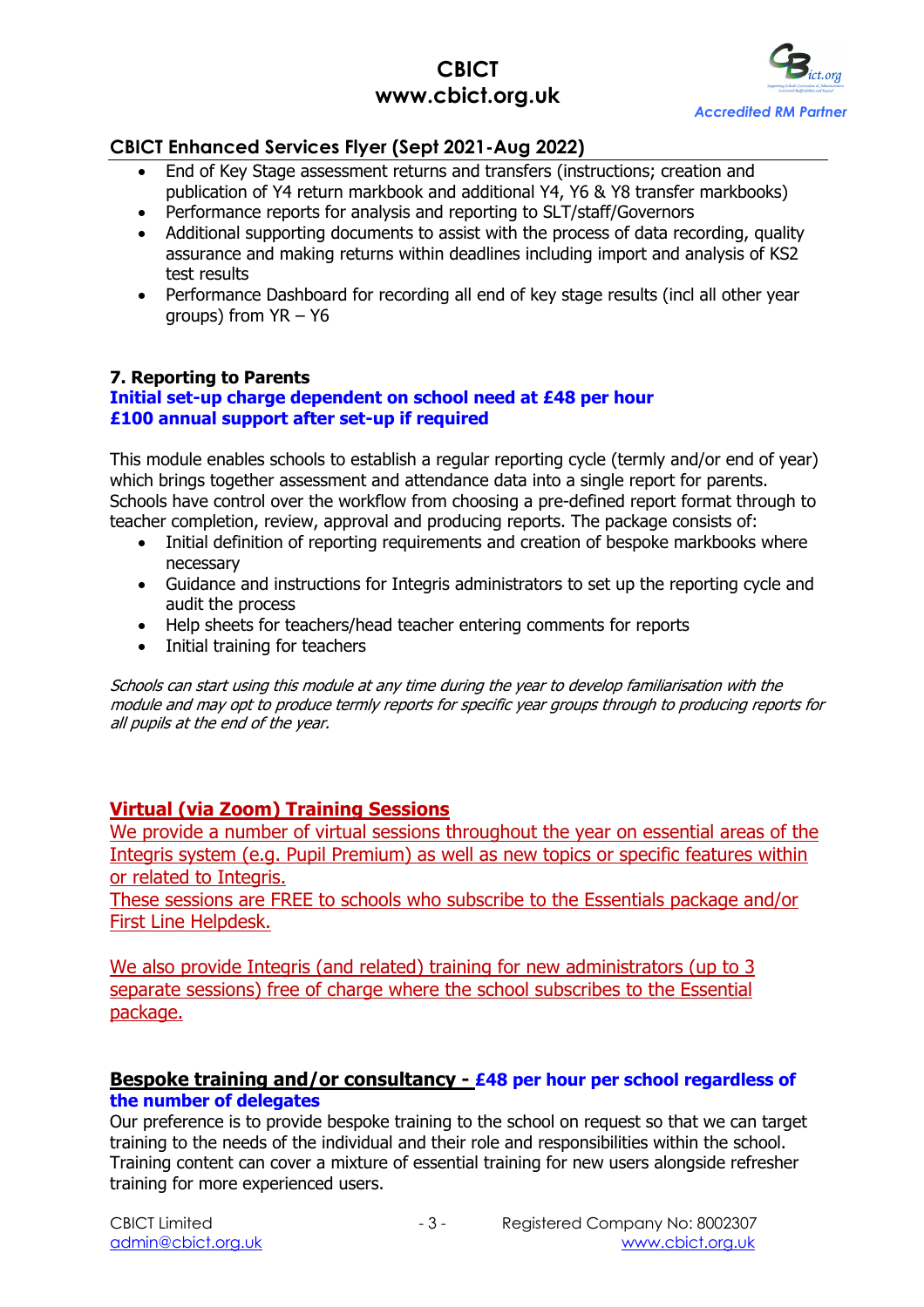## CBICT Enhanced Services Flyer (Sept 2021-Aug 2022)

- End of Key Stage assessment returns and transfers (instructions; creation and publication of Y4 return markbook and additional Y4, Y6 & Y8 transfer markbooks)
- Performance reports for analysis and reporting to SLT/staff/Governors
- Additional supporting documents to assist with the process of data recording, quality assurance and making returns within deadlines including import and analysis of KS2 test results
- Performance Dashboard for recording all end of key stage results (incl all other year groups) from YR – Y6

### 7. Reporting to Parents

**Initial set-up charge dependent on school need at £48 per hour**
**£100 annual support after set-up if required**

This module enables schools to establish a regular reporting cycle (termly and/or end of year) which brings together assessment and attendance data into a single report for parents. Schools have control over the workflow from choosing a pre-defined report format through to teacher completion, review, approval and producing reports. The package consists of:

- Initial definition of reporting requirements and creation of bespoke markbooks where necessary
- Guidance and instructions for Integris administrators to set up the reporting cycle and audit the process
- Help sheets for teachers/head teacher entering comments for reports
- Initial training for teachers

*Schools can start using this module at any time during the year to develop familiarisation with the module and may opt to produce termly reports for specific year groups through to producing reports for all pupils at the end of the year.*

### Virtual (via Zoom) Training Sessions

We provide a number of virtual sessions throughout the year on essential areas of the Integris system (e.g. Pupil Premium) as well as new topics or specific features within or related to Integris.
These sessions are FREE to schools who subscribe to the Essentials package and/or First Line Helpdesk.

We also provide Integris (and related) training for new administrators (up to 3 separate sessions) free of charge where the school subscribes to the Essential package.

### Bespoke training and/or consultancy - **£48 per hour per school regardless of the number of delegates**

Our preference is to provide bespoke training to the school on request so that we can target training to the needs of the individual and their role and responsibilities within the school. Training content can cover a mixture of essential training for new users alongside refresher training for more experienced users.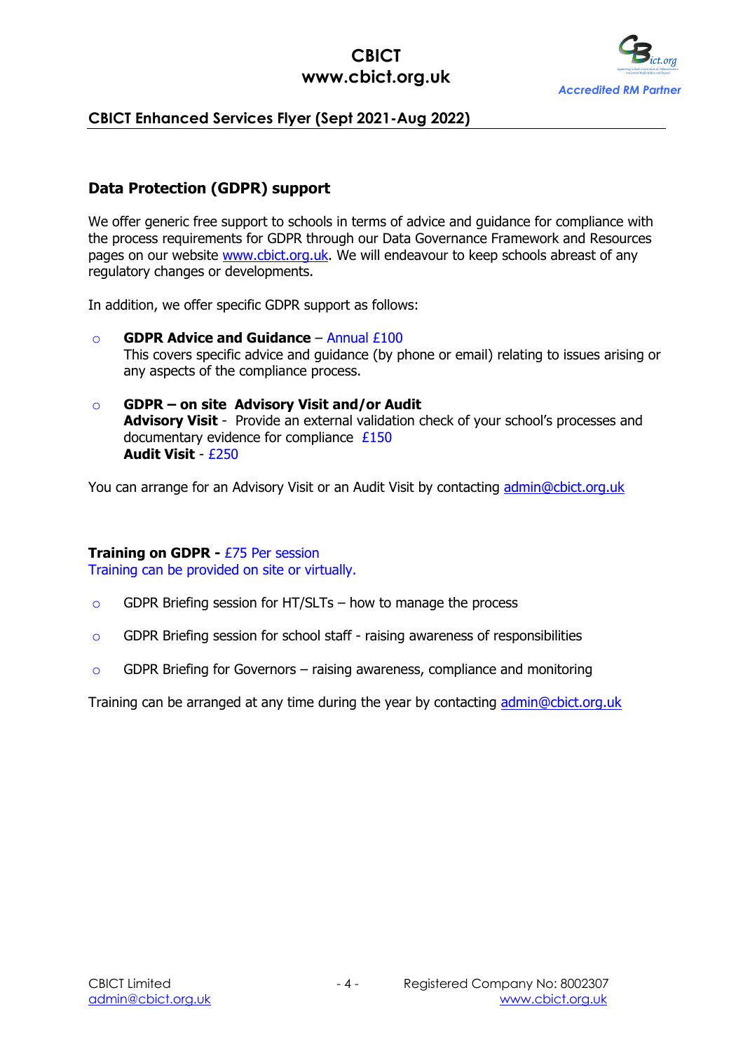## Data Protection (GDPR) support

We offer generic free support to schools in terms of advice and guidance for compliance with the process requirements for GDPR through our Data Governance Framework and Resources pages on our website www.cbict.org.uk. We will endeavour to keep schools abreast of any regulatory changes or developments.

In addition, we offer specific GDPR support as follows:

- **GDPR Advice and Guidance** – Annual £100
  This covers specific advice and guidance (by phone or email) relating to issues arising or any aspects of the compliance process.

- **GDPR – on site Advisory Visit and/or Audit**
  **Advisory Visit** - Provide an external validation check of your school's processes and documentary evidence for compliance £150
  **Audit Visit** - £250

You can arrange for an Advisory Visit or an Audit Visit by contacting admin@cbict.org.uk

**Training on GDPR -** £75 Per session
Training can be provided on site or virtually.

- GDPR Briefing session for HT/SLTs – how to manage the process
- GDPR Briefing session for school staff - raising awareness of responsibilities
- GDPR Briefing for Governors – raising awareness, compliance and monitoring

Training can be arranged at any time during the year by contacting admin@cbict.org.uk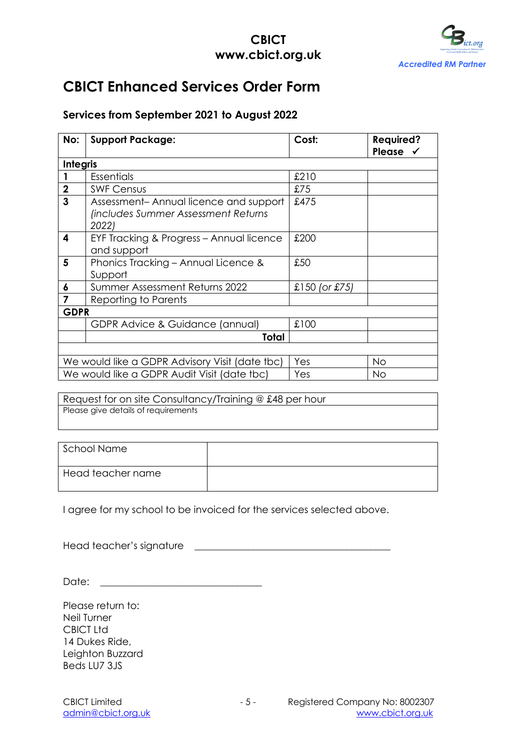**CBICT**
**www.cbict.org.uk**

*Accredited RM Partner*

# CBICT Enhanced Services Order Form

### Services from September 2021 to August 2022

| No: | Support Package: | Cost: | Required? Please ✓ |
|---|---|---|---|
| **Integris** | | | |
| **1** | Essentials | £210 | |
| **2** | SWF Census | £75 | |
| **3** | Assessment– Annual licence and support *(includes Summer Assessment Returns 2022)* | £475 | |
| **4** | EYF Tracking & Progress – Annual licence and support | £200 | |
| **5** | Phonics Tracking – Annual Licence & Support | £50 | |
| **6** | Summer Assessment Returns 2022 | £150 *(or £75)* | |
| **7** | Reporting to Parents | | |
| **GDPR** | | | |
| | GDPR Advice & Guidance (annual) | £100 | |
| | **Total** | | |
| | | | |
| We would like a GDPR Advisory Visit (date tbc) | | Yes | No |
| We would like a GDPR Audit Visit (date tbc) | | Yes | No |

| Request for on site Consultancy/Training @ £48 per hour |
|---|
| Please give details of requirements |

| | |
|---|---|
| School Name | |
| Head teacher name | |

I agree for my school to be invoiced for the services selected above.

Head teacher's signature ________________________________________

Date: _________________________________

Please return to:
Neil Turner
CBICT Ltd
14 Dukes Ride,
Leighton Buzzard
Beds LU7 3JS

CBICT Limited
admin@cbict.org.uk

Registered Company No: 8002307
www.cbict.org.uk